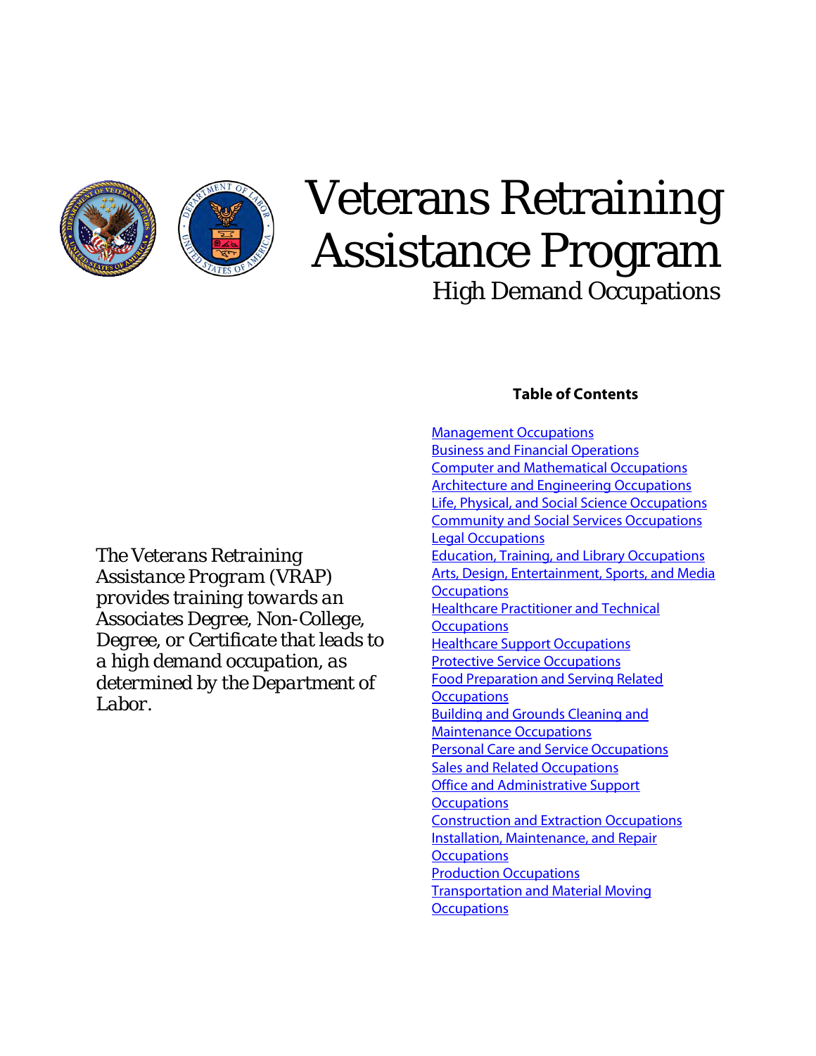# Veterans Retraining Assistance Program

## High Demand Occupations

*The Veterans Retraining Assistance Program (VRAP) provides training towards an Associates Degree, Non-College, Degree, or Certificate that leads to a high demand occupation, as determined by the Department of Labor.*

**Table of Contents**

- Management Occupations
- Business and Financial Operations
- Computer and Mathematical Occupations
- Architecture and Engineering Occupations
- Life, Physical, and Social Science Occupations
- Community and Social Services Occupations
- Legal Occupations
- Education, Training, and Library Occupations
- Arts, Design, Entertainment, Sports, and Media Occupations
- Healthcare Practitioner and Technical Occupations
- Healthcare Support Occupations
- Protective Service Occupations
- Food Preparation and Serving Related Occupations
- Building and Grounds Cleaning and Maintenance Occupations
- Personal Care and Service Occupations
- Sales and Related Occupations
- Office and Administrative Support Occupations
- Construction and Extraction Occupations
- Installation, Maintenance, and Repair Occupations
- Production Occupations
- Transportation and Material Moving Occupations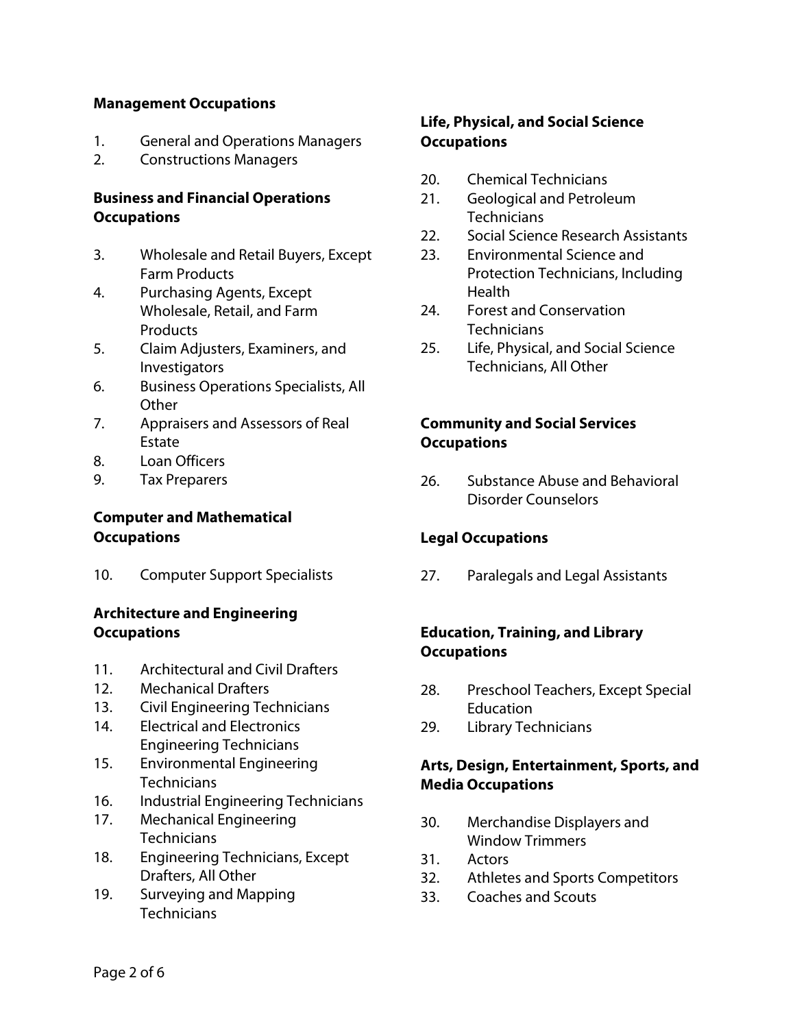**Management Occupations**

1. General and Operations Managers
2. Constructions Managers

**Business and Financial Operations Occupations**

3. Wholesale and Retail Buyers, Except Farm Products
4. Purchasing Agents, Except Wholesale, Retail, and Farm Products
5. Claim Adjusters, Examiners, and Investigators
6. Business Operations Specialists, All Other
7. Appraisers and Assessors of Real Estate
8. Loan Officers
9. Tax Preparers

**Computer and Mathematical Occupations**

10. Computer Support Specialists

**Architecture and Engineering Occupations**

11. Architectural and Civil Drafters
12. Mechanical Drafters
13. Civil Engineering Technicians
14. Electrical and Electronics Engineering Technicians
15. Environmental Engineering Technicians
16. Industrial Engineering Technicians
17. Mechanical Engineering Technicians
18. Engineering Technicians, Except Drafters, All Other
19. Surveying and Mapping Technicians

**Life, Physical, and Social Science Occupations**

20. Chemical Technicians
21. Geological and Petroleum Technicians
22. Social Science Research Assistants
23. Environmental Science and Protection Technicians, Including Health
24. Forest and Conservation Technicians
25. Life, Physical, and Social Science Technicians, All Other

**Community and Social Services Occupations**

26. Substance Abuse and Behavioral Disorder Counselors

**Legal Occupations**

27. Paralegals and Legal Assistants

**Education, Training, and Library Occupations**

28. Preschool Teachers, Except Special Education
29. Library Technicians

**Arts, Design, Entertainment, Sports, and Media Occupations**

30. Merchandise Displayers and Window Trimmers
31. Actors
32. Athletes and Sports Competitors
33. Coaches and Scouts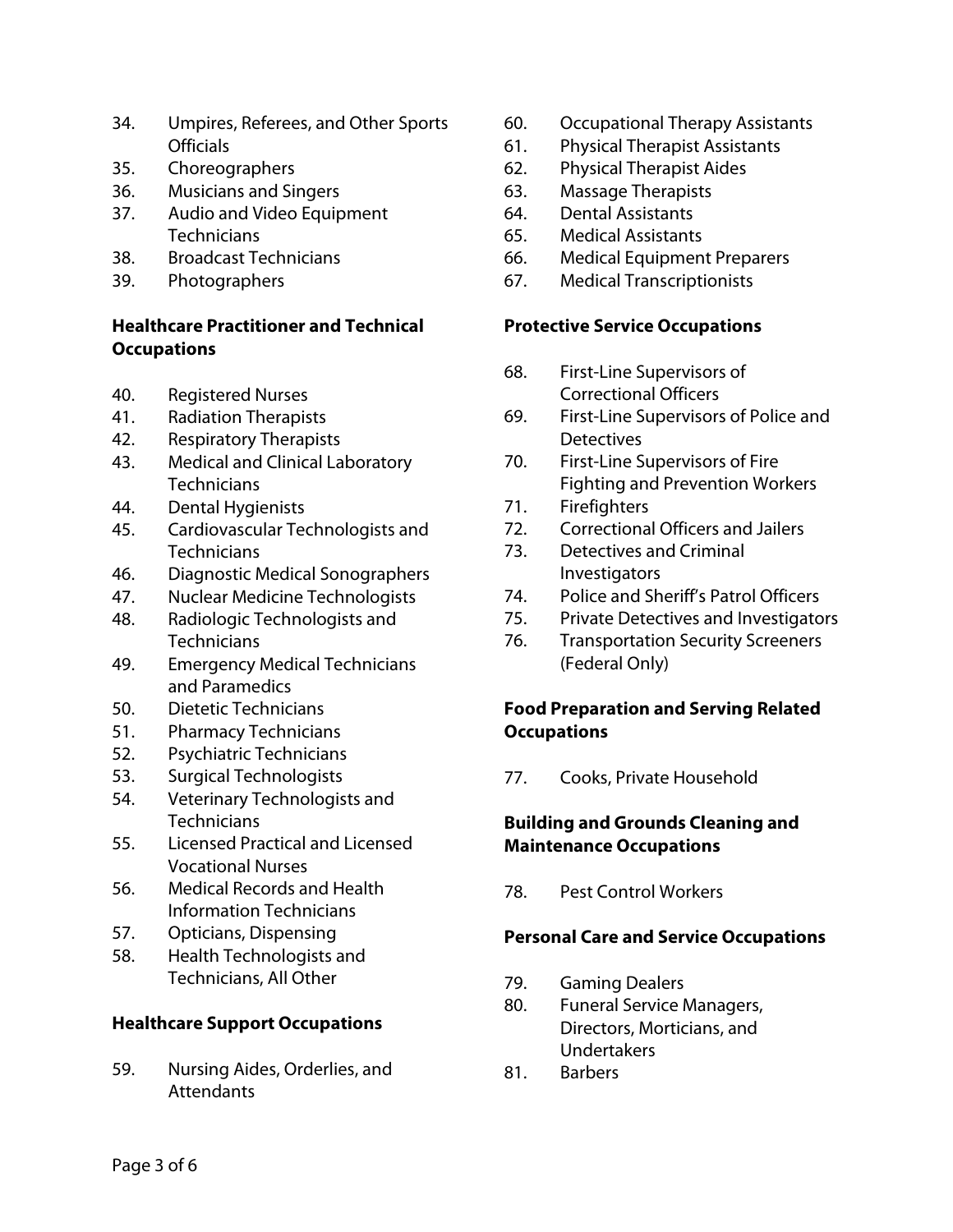34. Umpires, Referees, and Other Sports Officials
35. Choreographers
36. Musicians and Singers
37. Audio and Video Equipment Technicians
38. Broadcast Technicians
39. Photographers

**Healthcare Practitioner and Technical Occupations**

40. Registered Nurses
41. Radiation Therapists
42. Respiratory Therapists
43. Medical and Clinical Laboratory Technicians
44. Dental Hygienists
45. Cardiovascular Technologists and Technicians
46. Diagnostic Medical Sonographers
47. Nuclear Medicine Technologists
48. Radiologic Technologists and Technicians
49. Emergency Medical Technicians and Paramedics
50. Dietetic Technicians
51. Pharmacy Technicians
52. Psychiatric Technicians
53. Surgical Technologists
54. Veterinary Technologists and Technicians
55. Licensed Practical and Licensed Vocational Nurses
56. Medical Records and Health Information Technicians
57. Opticians, Dispensing
58. Health Technologists and Technicians, All Other

**Healthcare Support Occupations**

59. Nursing Aides, Orderlies, and Attendants
60. Occupational Therapy Assistants
61. Physical Therapist Assistants
62. Physical Therapist Aides
63. Massage Therapists
64. Dental Assistants
65. Medical Assistants
66. Medical Equipment Preparers
67. Medical Transcriptionists

**Protective Service Occupations**

68. First-Line Supervisors of Correctional Officers
69. First-Line Supervisors of Police and Detectives
70. First-Line Supervisors of Fire Fighting and Prevention Workers
71. Firefighters
72. Correctional Officers and Jailers
73. Detectives and Criminal Investigators
74. Police and Sheriff's Patrol Officers
75. Private Detectives and Investigators
76. Transportation Security Screeners (Federal Only)

**Food Preparation and Serving Related Occupations**

77. Cooks, Private Household

**Building and Grounds Cleaning and Maintenance Occupations**

78. Pest Control Workers

**Personal Care and Service Occupations**

79. Gaming Dealers
80. Funeral Service Managers, Directors, Morticians, and Undertakers
81. Barbers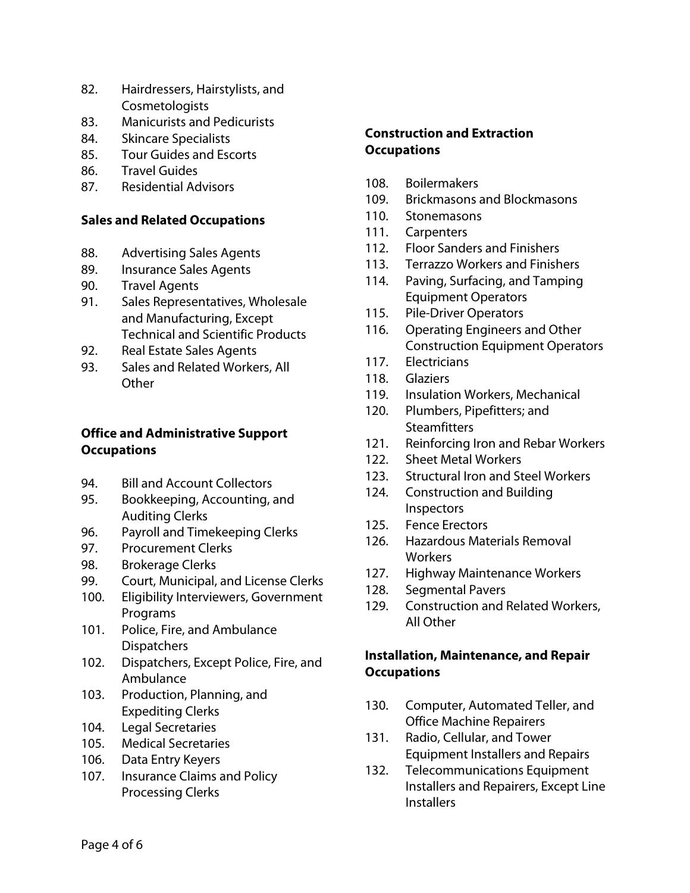82. Hairdressers, Hairstylists, and Cosmetologists
83. Manicurists and Pedicurists
84. Skincare Specialists
85. Tour Guides and Escorts
86. Travel Guides
87. Residential Advisors

**Sales and Related Occupations**

88. Advertising Sales Agents
89. Insurance Sales Agents
90. Travel Agents
91. Sales Representatives, Wholesale and Manufacturing, Except Technical and Scientific Products
92. Real Estate Sales Agents
93. Sales and Related Workers, All Other

**Office and Administrative Support Occupations**

94. Bill and Account Collectors
95. Bookkeeping, Accounting, and Auditing Clerks
96. Payroll and Timekeeping Clerks
97. Procurement Clerks
98. Brokerage Clerks
99. Court, Municipal, and License Clerks
100. Eligibility Interviewers, Government Programs
101. Police, Fire, and Ambulance Dispatchers
102. Dispatchers, Except Police, Fire, and Ambulance
103. Production, Planning, and Expediting Clerks
104. Legal Secretaries
105. Medical Secretaries
106. Data Entry Keyers
107. Insurance Claims and Policy Processing Clerks

**Construction and Extraction Occupations**

108. Boilermakers
109. Brickmasons and Blockmasons
110. Stonemasons
111. Carpenters
112. Floor Sanders and Finishers
113. Terrazzo Workers and Finishers
114. Paving, Surfacing, and Tamping Equipment Operators
115. Pile-Driver Operators
116. Operating Engineers and Other Construction Equipment Operators
117. Electricians
118. Glaziers
119. Insulation Workers, Mechanical
120. Plumbers, Pipefitters; and Steamfitters
121. Reinforcing Iron and Rebar Workers
122. Sheet Metal Workers
123. Structural Iron and Steel Workers
124. Construction and Building Inspectors
125. Fence Erectors
126. Hazardous Materials Removal Workers
127. Highway Maintenance Workers
128. Segmental Pavers
129. Construction and Related Workers, All Other

**Installation, Maintenance, and Repair Occupations**

130. Computer, Automated Teller, and Office Machine Repairers
131. Radio, Cellular, and Tower Equipment Installers and Repairs
132. Telecommunications Equipment Installers and Repairers, Except Line Installers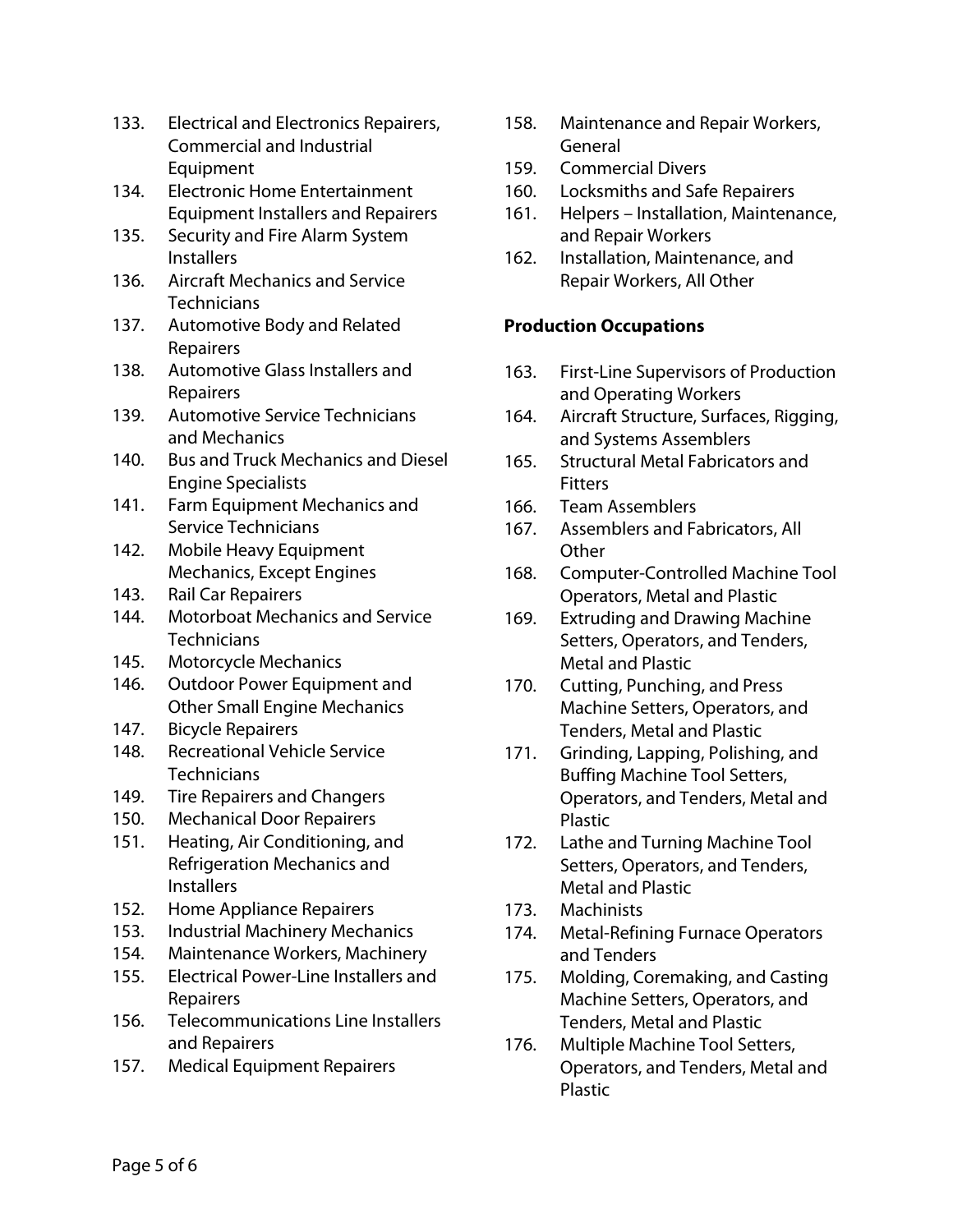133. Electrical and Electronics Repairers, Commercial and Industrial Equipment
134. Electronic Home Entertainment Equipment Installers and Repairers
135. Security and Fire Alarm System Installers
136. Aircraft Mechanics and Service Technicians
137. Automotive Body and Related Repairers
138. Automotive Glass Installers and Repairers
139. Automotive Service Technicians and Mechanics
140. Bus and Truck Mechanics and Diesel Engine Specialists
141. Farm Equipment Mechanics and Service Technicians
142. Mobile Heavy Equipment Mechanics, Except Engines
143. Rail Car Repairers
144. Motorboat Mechanics and Service Technicians
145. Motorcycle Mechanics
146. Outdoor Power Equipment and Other Small Engine Mechanics
147. Bicycle Repairers
148. Recreational Vehicle Service Technicians
149. Tire Repairers and Changers
150. Mechanical Door Repairers
151. Heating, Air Conditioning, and Refrigeration Mechanics and Installers
152. Home Appliance Repairers
153. Industrial Machinery Mechanics
154. Maintenance Workers, Machinery
155. Electrical Power-Line Installers and Repairers
156. Telecommunications Line Installers and Repairers
157. Medical Equipment Repairers
158. Maintenance and Repair Workers, General
159. Commercial Divers
160. Locksmiths and Safe Repairers
161. Helpers – Installation, Maintenance, and Repair Workers
162. Installation, Maintenance, and Repair Workers, All Other

**Production Occupations**

163. First-Line Supervisors of Production and Operating Workers
164. Aircraft Structure, Surfaces, Rigging, and Systems Assemblers
165. Structural Metal Fabricators and Fitters
166. Team Assemblers
167. Assemblers and Fabricators, All Other
168. Computer-Controlled Machine Tool Operators, Metal and Plastic
169. Extruding and Drawing Machine Setters, Operators, and Tenders, Metal and Plastic
170. Cutting, Punching, and Press Machine Setters, Operators, and Tenders, Metal and Plastic
171. Grinding, Lapping, Polishing, and Buffing Machine Tool Setters, Operators, and Tenders, Metal and Plastic
172. Lathe and Turning Machine Tool Setters, Operators, and Tenders, Metal and Plastic
173. Machinists
174. Metal-Refining Furnace Operators and Tenders
175. Molding, Coremaking, and Casting Machine Setters, Operators, and Tenders, Metal and Plastic
176. Multiple Machine Tool Setters, Operators, and Tenders, Metal and Plastic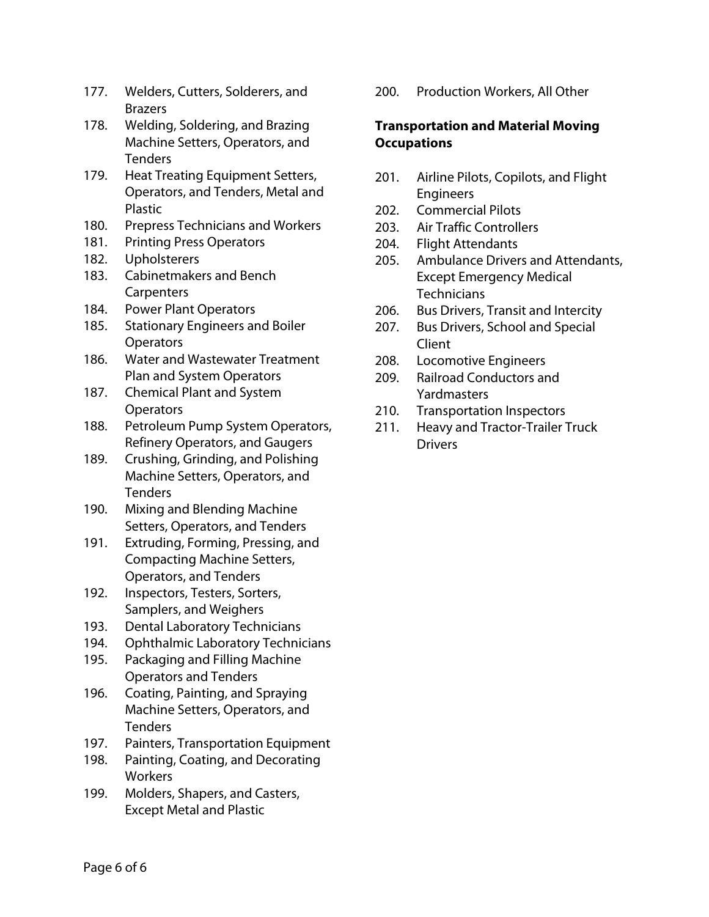177. Welders, Cutters, Solderers, and Brazers
178. Welding, Soldering, and Brazing Machine Setters, Operators, and Tenders
179. Heat Treating Equipment Setters, Operators, and Tenders, Metal and Plastic
180. Prepress Technicians and Workers
181. Printing Press Operators
182. Upholsterers
183. Cabinetmakers and Bench Carpenters
184. Power Plant Operators
185. Stationary Engineers and Boiler Operators
186. Water and Wastewater Treatment Plan and System Operators
187. Chemical Plant and System Operators
188. Petroleum Pump System Operators, Refinery Operators, and Gaugers
189. Crushing, Grinding, and Polishing Machine Setters, Operators, and Tenders
190. Mixing and Blending Machine Setters, Operators, and Tenders
191. Extruding, Forming, Pressing, and Compacting Machine Setters, Operators, and Tenders
192. Inspectors, Testers, Sorters, Samplers, and Weighers
193. Dental Laboratory Technicians
194. Ophthalmic Laboratory Technicians
195. Packaging and Filling Machine Operators and Tenders
196. Coating, Painting, and Spraying Machine Setters, Operators, and Tenders
197. Painters, Transportation Equipment
198. Painting, Coating, and Decorating Workers
199. Molders, Shapers, and Casters, Except Metal and Plastic
200. Production Workers, All Other

**Transportation and Material Moving Occupations**

201. Airline Pilots, Copilots, and Flight Engineers
202. Commercial Pilots
203. Air Traffic Controllers
204. Flight Attendants
205. Ambulance Drivers and Attendants, Except Emergency Medical Technicians
206. Bus Drivers, Transit and Intercity
207. Bus Drivers, School and Special Client
208. Locomotive Engineers
209. Railroad Conductors and Yardmasters
210. Transportation Inspectors
211. Heavy and Tractor-Trailer Truck Drivers